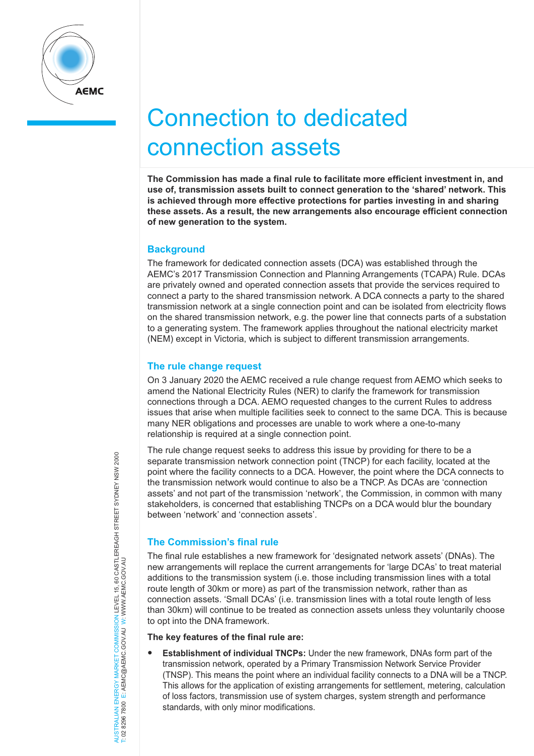# Connection to dedicated connection assets

**The Commission has made a final rule to facilitate more efficient investment in, and use of, transmission assets built to connect generation to the 'shared' network. This is achieved through more effective protections for parties investing in and sharing these assets. As a result, the new arrangements also encourage efficient connection of new generation to the system.**

## Background

The framework for dedicated connection assets (DCA) was established through the AEMC's 2017 Transmission Connection and Planning Arrangements (TCAPA) Rule. DCAs are privately owned and operated connection assets that provide the services required to connect a party to the shared transmission network. A DCA connects a party to the shared transmission network at a single connection point and can be isolated from electricity flows on the shared transmission network, e.g. the power line that connects parts of a substation to a generating system. The framework applies throughout the national electricity market (NEM) except in Victoria, which is subject to different transmission arrangements.

## The rule change request

On 3 January 2020 the AEMC received a rule change request from AEMO which seeks to amend the National Electricity Rules (NER) to clarify the framework for transmission connections through a DCA. AEMO requested changes to the current Rules to address issues that arise when multiple facilities seek to connect to the same DCA. This is because many NER obligations and processes are unable to work where a one-to-many relationship is required at a single connection point.

The rule change request seeks to address this issue by providing for there to be a separate transmission network connection point (TNCP) for each facility, located at the point where the facility connects to a DCA. However, the point where the DCA connects to the transmission network would continue to also be a TNCP. As DCAs are 'connection assets' and not part of the transmission 'network', the Commission, in common with many stakeholders, is concerned that establishing TNCPs on a DCA would blur the boundary between 'network' and 'connection assets'.

## The Commission's final rule

The final rule establishes a new framework for 'designated network assets' (DNAs). The new arrangements will replace the current arrangements for 'large DCAs' to treat material additions to the transmission system (i.e. those including transmission lines with a total route length of 30km or more) as part of the transmission network, rather than as connection assets. 'Small DCAs' (i.e. transmission lines with a total route length of less than 30km) will continue to be treated as connection assets unless they voluntarily choose to opt into the DNA framework.

**The key features of the final rule are:**

- **Establishment of individual TNCPs:** Under the new framework, DNAs form part of the transmission network, operated by a Primary Transmission Network Service Provider (TNSP). This means the point where an individual facility connects to a DNA will be a TNCP. This allows for the application of existing arrangements for settlement, metering, calculation of loss factors, transmission use of system charges, system strength and performance standards, with only minor modifications.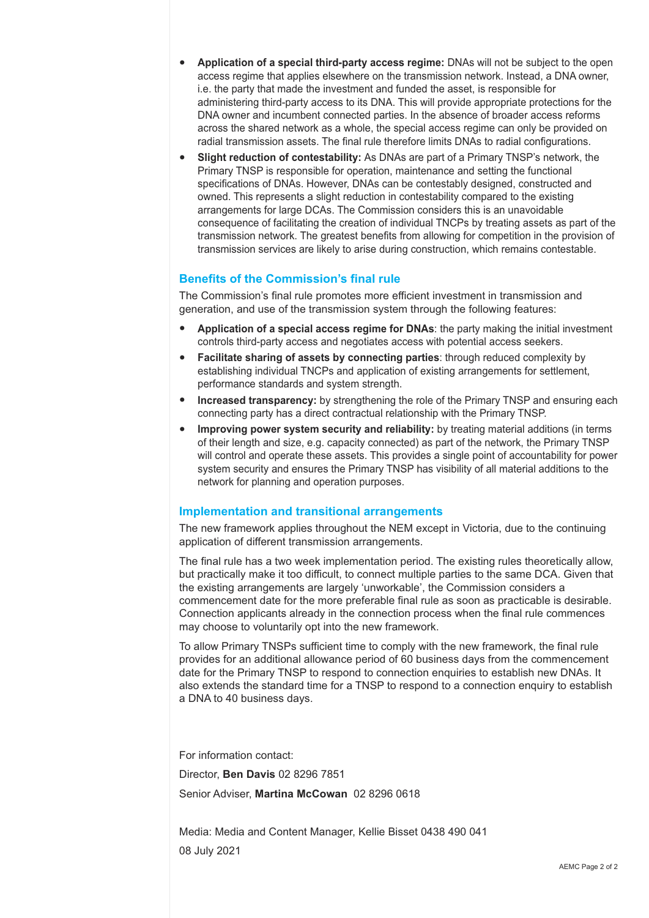- **Application of a special third-party access regime:** DNAs will not be subject to the open access regime that applies elsewhere on the transmission network. Instead, a DNA owner, i.e. the party that made the investment and funded the asset, is responsible for administering third-party access to its DNA. This will provide appropriate protections for the DNA owner and incumbent connected parties. In the absence of broader access reforms across the shared network as a whole, the special access regime can only be provided on radial transmission assets. The final rule therefore limits DNAs to radial configurations.
- **Slight reduction of contestability:** As DNAs are part of a Primary TNSP's network, the Primary TNSP is responsible for operation, maintenance and setting the functional specifications of DNAs. However, DNAs can be contestably designed, constructed and owned. This represents a slight reduction in contestability compared to the existing arrangements for large DCAs. The Commission considers this is an unavoidable consequence of facilitating the creation of individual TNCPs by treating assets as part of the transmission network. The greatest benefits from allowing for competition in the provision of transmission services are likely to arise during construction, which remains contestable.

## Benefits of the Commission's final rule

The Commission's final rule promotes more efficient investment in transmission and generation, and use of the transmission system through the following features:

- **Application of a special access regime for DNAs**: the party making the initial investment controls third-party access and negotiates access with potential access seekers.
- **Facilitate sharing of assets by connecting parties**: through reduced complexity by establishing individual TNCPs and application of existing arrangements for settlement, performance standards and system strength.
- **Increased transparency:** by strengthening the role of the Primary TNSP and ensuring each connecting party has a direct contractual relationship with the Primary TNSP.
- **Improving power system security and reliability:** by treating material additions (in terms of their length and size, e.g. capacity connected) as part of the network, the Primary TNSP will control and operate these assets. This provides a single point of accountability for power system security and ensures the Primary TNSP has visibility of all material additions to the network for planning and operation purposes.

## Implementation and transitional arrangements

The new framework applies throughout the NEM except in Victoria, due to the continuing application of different transmission arrangements.

The final rule has a two week implementation period. The existing rules theoretically allow, but practically make it too difficult, to connect multiple parties to the same DCA. Given that the existing arrangements are largely 'unworkable', the Commission considers a commencement date for the more preferable final rule as soon as practicable is desirable. Connection applicants already in the connection process when the final rule commences may choose to voluntarily opt into the new framework.

To allow Primary TNSPs sufficient time to comply with the new framework, the final rule provides for an additional allowance period of 60 business days from the commencement date for the Primary TNSP to respond to connection enquiries to establish new DNAs. It also extends the standard time for a TNSP to respond to a connection enquiry to establish a DNA to 40 business days.

For information contact:

Director, **Ben Davis** 02 8296 7851

Senior Adviser, **Martina McCowan** 02 8296 0618

Media: Media and Content Manager, Kellie Bisset 0438 490 041

08 July 2021